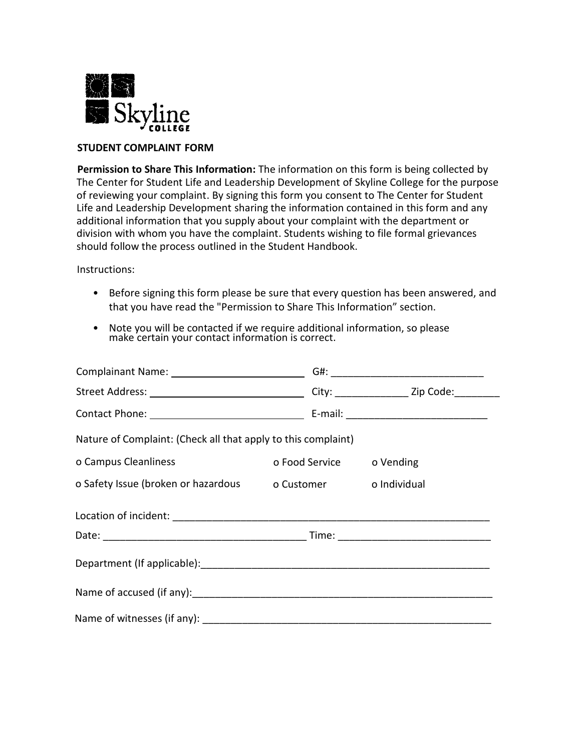Skyline COLLEGE

**STUDENT COMPLAINT FORM**

**Permission to Share This Information:** The information on this form is being collected by The Center for Student Life and Leadership Development of Skyline College for the purpose of reviewing your complaint. By signing this form you consent to The Center for Student Life and Leadership Development sharing the information contained in this form and any additional information that you supply about your complaint with the department or division with whom you have the complaint. Students wishing to file formal grievances should follow the process outlined in the Student Handbook.

Instructions:

- Before signing this form please be sure that every question has been answered, and that you have read the "Permission to Share This Information" section.
- Note you will be contacted if we require additional information, so please make certain your contact information is correct.

Complainant Name: ________________________ G#: ___________________________

Street Address: ____________________________ City: _____________ Zip Code:________

Contact Phone: ____________________________ E-mail: _________________________

Nature of Complaint: (Check all that apply to this complaint)

o Campus Cleanliness    o Food Service    o Vending

o Safety Issue (broken or hazardous    o Customer    o Individual

Location of incident: ___________________________________________________________

Date: ____________________________________ Time: __________________________

Department (If applicable):_____________________________________________________

Name of accused (if any):______________________________________________________

Name of witnesses (if any): ____________________________________________________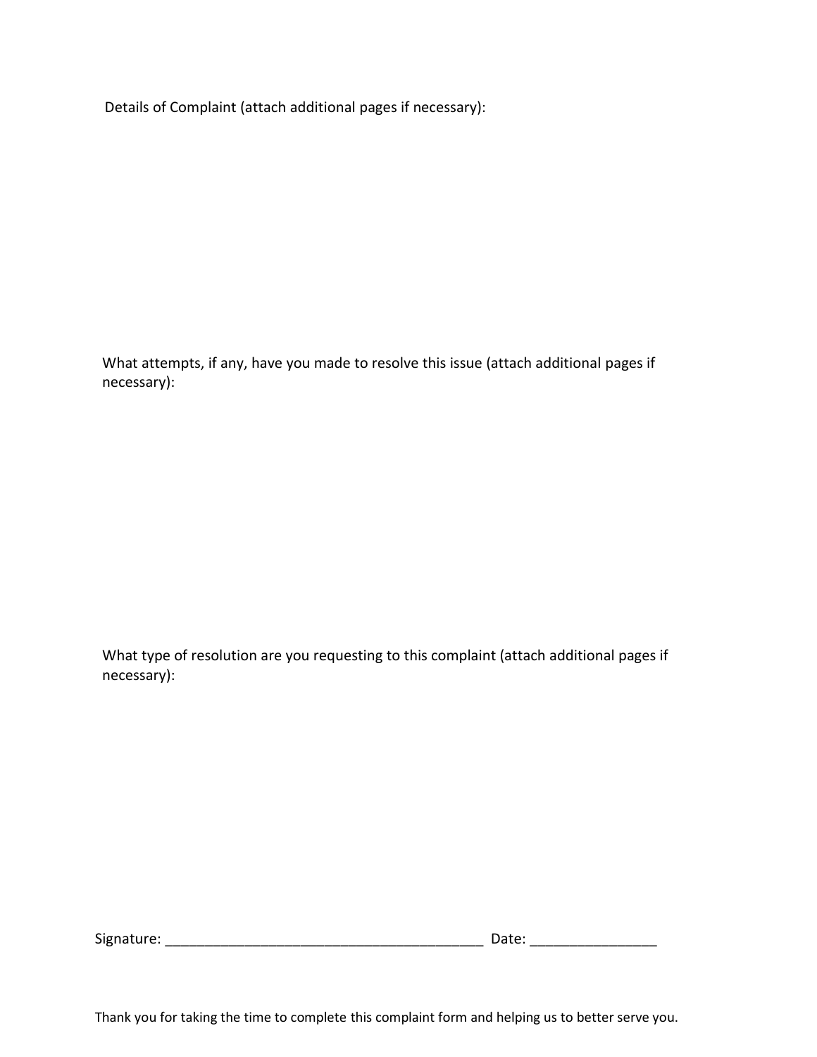Details of Complaint (attach additional pages if necessary):

What attempts, if any, have you made to resolve this issue (attach additional pages if necessary):

What type of resolution are you requesting to this complaint (attach additional pages if necessary):

Signature: ________________________________________ Date: ________________

Thank you for taking the time to complete this complaint form and helping us to better serve you.